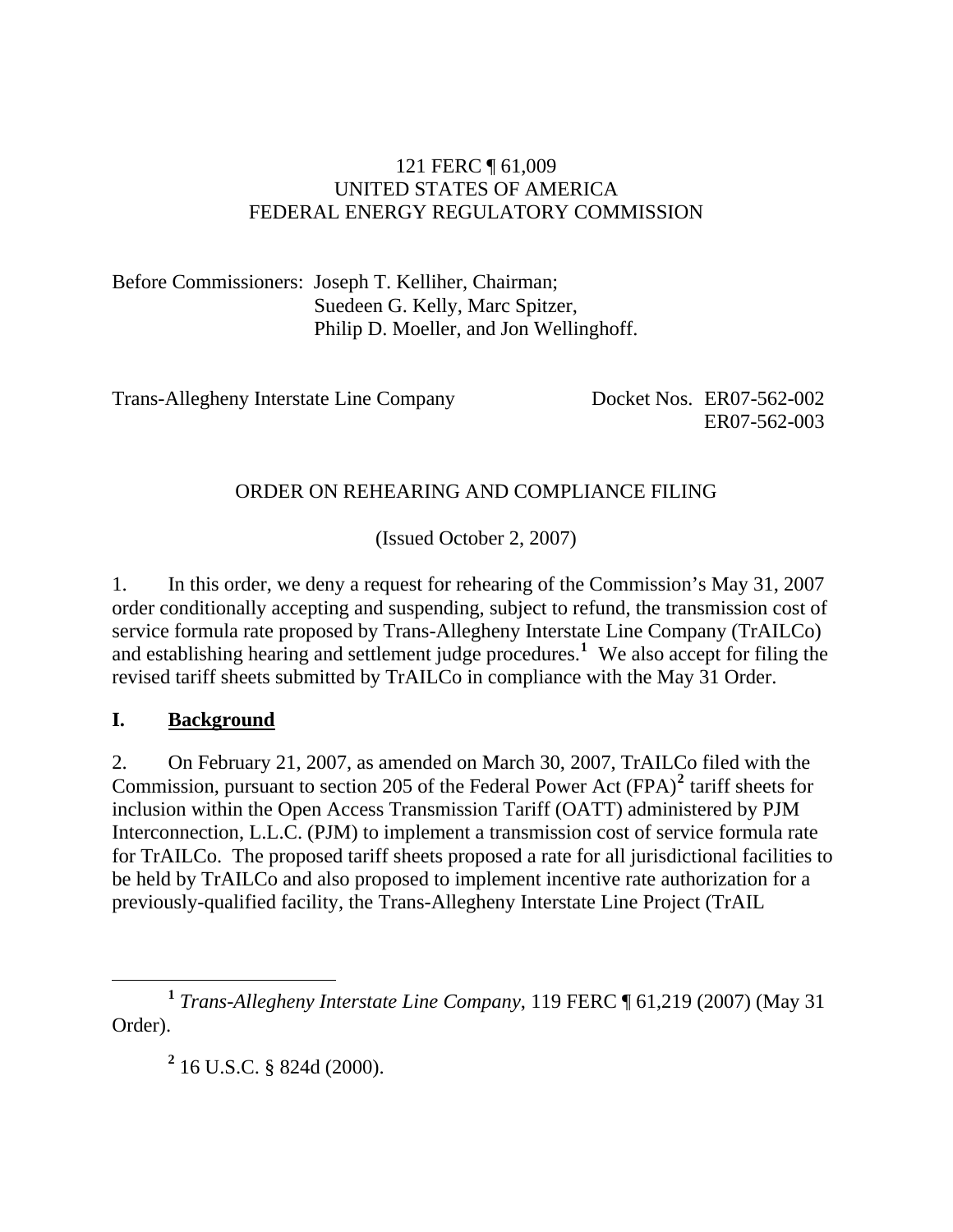121 FERC ¶ 61,009
UNITED STATES OF AMERICA
FEDERAL ENERGY REGULATORY COMMISSION

Before Commissioners: Joseph T. Kelliher, Chairman;
Suedeen G. Kelly, Marc Spitzer,
Philip D. Moeller, and Jon Wellinghoff.

Trans-Allegheny Interstate Line Company    Docket Nos. ER07-562-002
ER07-562-003

ORDER ON REHEARING AND COMPLIANCE FILING

(Issued October 2, 2007)

1. In this order, we deny a request for rehearing of the Commission's May 31, 2007 order conditionally accepting and suspending, subject to refund, the transmission cost of service formula rate proposed by Trans-Allegheny Interstate Line Company (TrAILCo) and establishing hearing and settlement judge procedures.[1] We also accept for filing the revised tariff sheets submitted by TrAILCo in compliance with the May 31 Order.

## I. Background

2. On February 21, 2007, as amended on March 30, 2007, TrAILCo filed with the Commission, pursuant to section 205 of the Federal Power Act (FPA)[2] tariff sheets for inclusion within the Open Access Transmission Tariff (OATT) administered by PJM Interconnection, L.L.C. (PJM) to implement a transmission cost of service formula rate for TrAILCo. The proposed tariff sheets proposed a rate for all jurisdictional facilities to be held by TrAILCo and also proposed to implement incentive rate authorization for a previously-qualified facility, the Trans-Allegheny Interstate Line Project (TrAIL

[1] *Trans-Allegheny Interstate Line Company*, 119 FERC ¶ 61,219 (2007) (May 31 Order).

[2] 16 U.S.C. § 824d (2000).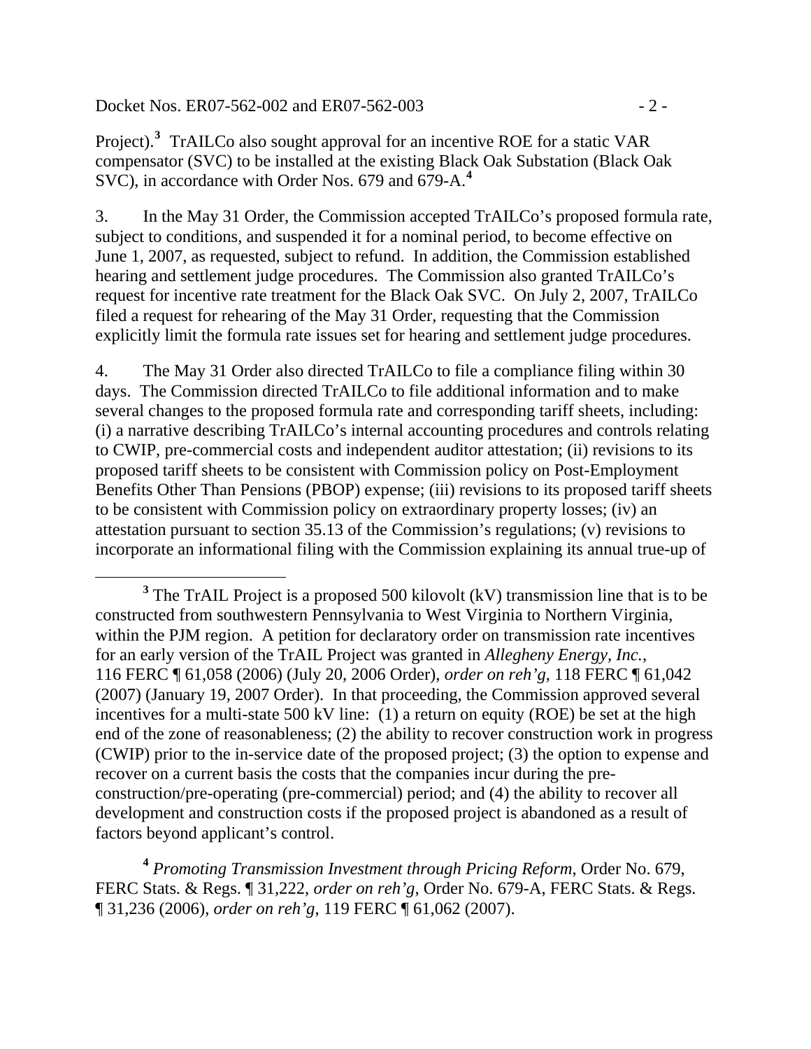Project).[3] TrAILCo also sought approval for an incentive ROE for a static VAR compensator (SVC) to be installed at the existing Black Oak Substation (Black Oak SVC), in accordance with Order Nos. 679 and 679-A.[4]

3. In the May 31 Order, the Commission accepted TrAILCo's proposed formula rate, subject to conditions, and suspended it for a nominal period, to become effective on June 1, 2007, as requested, subject to refund. In addition, the Commission established hearing and settlement judge procedures. The Commission also granted TrAILCo's request for incentive rate treatment for the Black Oak SVC. On July 2, 2007, TrAILCo filed a request for rehearing of the May 31 Order, requesting that the Commission explicitly limit the formula rate issues set for hearing and settlement judge procedures.

4. The May 31 Order also directed TrAILCo to file a compliance filing within 30 days. The Commission directed TrAILCo to file additional information and to make several changes to the proposed formula rate and corresponding tariff sheets, including: (i) a narrative describing TrAILCo's internal accounting procedures and controls relating to CWIP, pre-commercial costs and independent auditor attestation; (ii) revisions to its proposed tariff sheets to be consistent with Commission policy on Post-Employment Benefits Other Than Pensions (PBOP) expense; (iii) revisions to its proposed tariff sheets to be consistent with Commission policy on extraordinary property losses; (iv) an attestation pursuant to section 35.13 of the Commission's regulations; (v) revisions to incorporate an informational filing with the Commission explaining its annual true-up of

[3] The TrAIL Project is a proposed 500 kilovolt (kV) transmission line that is to be constructed from southwestern Pennsylvania to West Virginia to Northern Virginia, within the PJM region. A petition for declaratory order on transmission rate incentives for an early version of the TrAIL Project was granted in *Allegheny Energy, Inc.*, 116 FERC ¶ 61,058 (2006) (July 20, 2006 Order), *order on reh'g*, 118 FERC ¶ 61,042 (2007) (January 19, 2007 Order). In that proceeding, the Commission approved several incentives for a multi-state 500 kV line: (1) a return on equity (ROE) be set at the high end of the zone of reasonableness; (2) the ability to recover construction work in progress (CWIP) prior to the in-service date of the proposed project; (3) the option to expense and recover on a current basis the costs that the companies incur during the pre-construction/pre-operating (pre-commercial) period; and (4) the ability to recover all development and construction costs if the proposed project is abandoned as a result of factors beyond applicant's control.

[4] *Promoting Transmission Investment through Pricing Reform*, Order No. 679, FERC Stats. & Regs. ¶ 31,222, *order on reh'g*, Order No. 679-A, FERC Stats. & Regs. ¶ 31,236 (2006), *order on reh'g*, 119 FERC ¶ 61,062 (2007).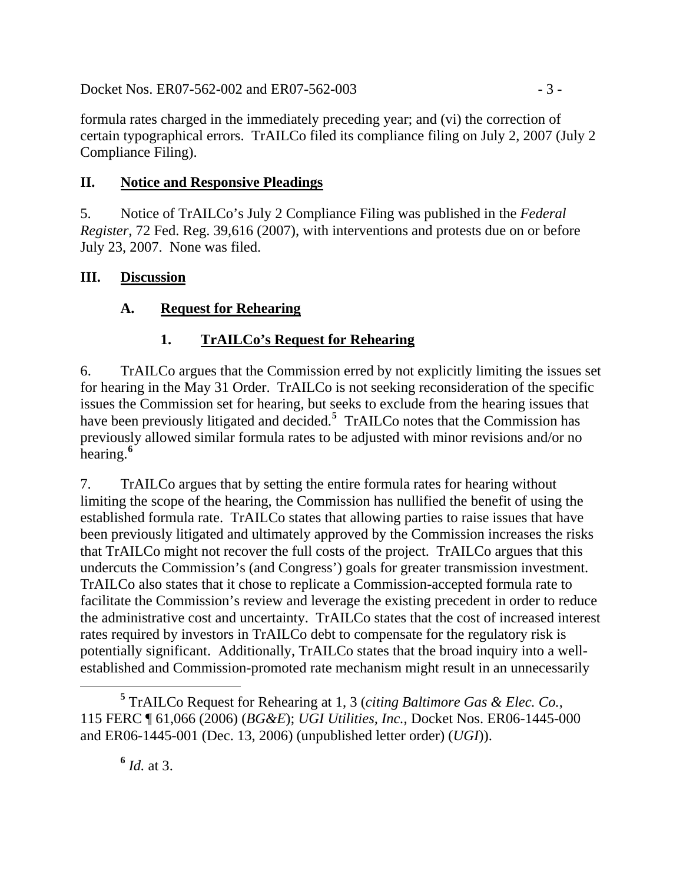formula rates charged in the immediately preceding year; and (vi) the correction of certain typographical errors. TrAILCo filed its compliance filing on July 2, 2007 (July 2 Compliance Filing).

## II. Notice and Responsive Pleadings

5. Notice of TrAILCo's July 2 Compliance Filing was published in the *Federal Register*, 72 Fed. Reg. 39,616 (2007), with interventions and protests due on or before July 23, 2007. None was filed.

## III. Discussion

### A. Request for Rehearing

#### 1. TrAILCo's Request for Rehearing

6. TrAILCo argues that the Commission erred by not explicitly limiting the issues set for hearing in the May 31 Order. TrAILCo is not seeking reconsideration of the specific issues the Commission set for hearing, but seeks to exclude from the hearing issues that have been previously litigated and decided.[5] TrAILCo notes that the Commission has previously allowed similar formula rates to be adjusted with minor revisions and/or no hearing.[6]

7. TrAILCo argues that by setting the entire formula rates for hearing without limiting the scope of the hearing, the Commission has nullified the benefit of using the established formula rate. TrAILCo states that allowing parties to raise issues that have been previously litigated and ultimately approved by the Commission increases the risks that TrAILCo might not recover the full costs of the project. TrAILCo argues that this undercuts the Commission's (and Congress') goals for greater transmission investment. TrAILCo also states that it chose to replicate a Commission-accepted formula rate to facilitate the Commission's review and leverage the existing precedent in order to reduce the administrative cost and uncertainty. TrAILCo states that the cost of increased interest rates required by investors in TrAILCo debt to compensate for the regulatory risk is potentially significant. Additionally, TrAILCo states that the broad inquiry into a well-established and Commission-promoted rate mechanism might result in an unnecessarily

[5] TrAILCo Request for Rehearing at 1, 3 (*citing Baltimore Gas & Elec. Co.*, 115 FERC ¶ 61,066 (2006) (*BG&E*); *UGI Utilities, Inc.*, Docket Nos. ER06-1445-000 and ER06-1445-001 (Dec. 13, 2006) (unpublished letter order) (*UGI*)).

[6] *Id.* at 3.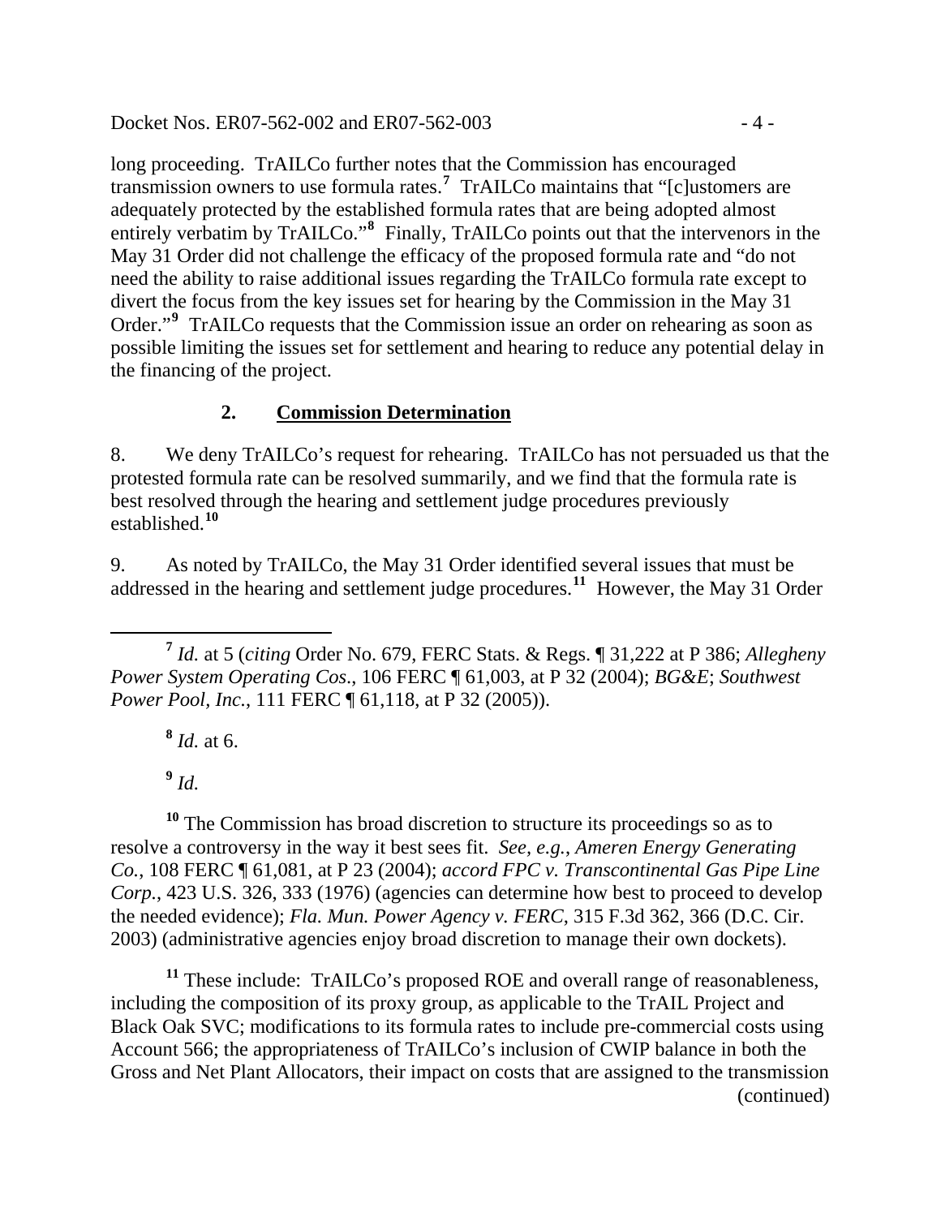long proceeding. TrAILCo further notes that the Commission has encouraged transmission owners to use formula rates.[7] TrAILCo maintains that "[c]ustomers are adequately protected by the established formula rates that are being adopted almost entirely verbatim by TrAILCo."[8] Finally, TrAILCo points out that the intervenors in the May 31 Order did not challenge the efficacy of the proposed formula rate and "do not need the ability to raise additional issues regarding the TrAILCo formula rate except to divert the focus from the key issues set for hearing by the Commission in the May 31 Order."[9] TrAILCo requests that the Commission issue an order on rehearing as soon as possible limiting the issues set for settlement and hearing to reduce any potential delay in the financing of the project.

### 2. **Commission Determination**

8. We deny TrAILCo's request for rehearing. TrAILCo has not persuaded us that the protested formula rate can be resolved summarily, and we find that the formula rate is best resolved through the hearing and settlement judge procedures previously established.[10]

9. As noted by TrAILCo, the May 31 Order identified several issues that must be addressed in the hearing and settlement judge procedures.[11] However, the May 31 Order

---

[7] *Id.* at 5 (*citing* Order No. 679, FERC Stats. & Regs. ¶ 31,222 at P 386; *Allegheny Power System Operating Cos*., 106 FERC ¶ 61,003, at P 32 (2004); *BG&E*; *Southwest Power Pool, Inc.*, 111 FERC ¶ 61,118, at P 32 (2005)).

[8] *Id.* at 6.

[9] *Id.*

[10] The Commission has broad discretion to structure its proceedings so as to resolve a controversy in the way it best sees fit. *See, e.g.*, *Ameren Energy Generating Co.*, 108 FERC ¶ 61,081, at P 23 (2004); *accord FPC v. Transcontinental Gas Pipe Line Corp.*, 423 U.S. 326, 333 (1976) (agencies can determine how best to proceed to develop the needed evidence); *Fla. Mun. Power Agency v. FERC*, 315 F.3d 362, 366 (D.C. Cir. 2003) (administrative agencies enjoy broad discretion to manage their own dockets).

[11] These include: TrAILCo's proposed ROE and overall range of reasonableness, including the composition of its proxy group, as applicable to the TrAIL Project and Black Oak SVC; modifications to its formula rates to include pre-commercial costs using Account 566; the appropriateness of TrAILCo's inclusion of CWIP balance in both the Gross and Net Plant Allocators, their impact on costs that are assigned to the transmission (continued)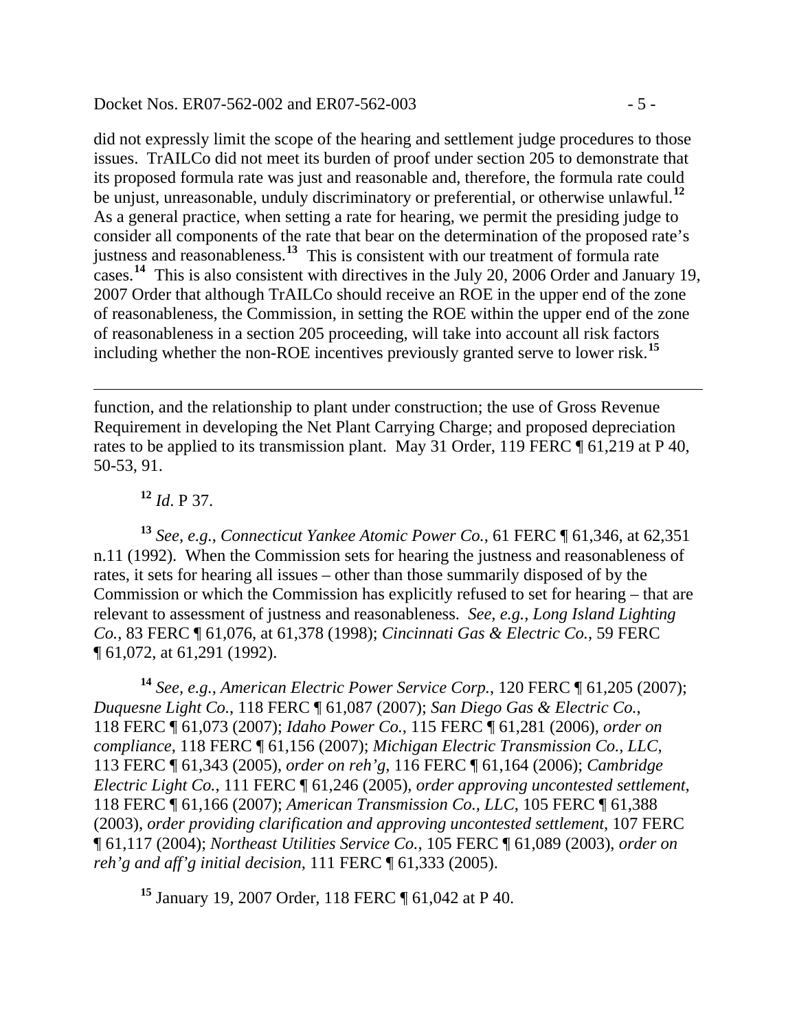did not expressly limit the scope of the hearing and settlement judge procedures to those issues. TrAILCo did not meet its burden of proof under section 205 to demonstrate that its proposed formula rate was just and reasonable and, therefore, the formula rate could be unjust, unreasonable, unduly discriminatory or preferential, or otherwise unlawful.[12] As a general practice, when setting a rate for hearing, we permit the presiding judge to consider all components of the rate that bear on the determination of the proposed rate's justness and reasonableness.[13] This is consistent with our treatment of formula rate cases.[14] This is also consistent with directives in the July 20, 2006 Order and January 19, 2007 Order that although TrAILCo should receive an ROE in the upper end of the zone of reasonableness, the Commission, in setting the ROE within the upper end of the zone of reasonableness in a section 205 proceeding, will take into account all risk factors including whether the non-ROE incentives previously granted serve to lower risk.[15]

---

function, and the relationship to plant under construction; the use of Gross Revenue Requirement in developing the Net Plant Carrying Charge; and proposed depreciation rates to be applied to its transmission plant. May 31 Order, 119 FERC ¶ 61,219 at P 40, 50-53, 91.

[12] *Id*. P 37.

[13] *See, e.g.*, *Connecticut Yankee Atomic Power Co.*, 61 FERC ¶ 61,346, at 62,351 n.11 (1992). When the Commission sets for hearing the justness and reasonableness of rates, it sets for hearing all issues – other than those summarily disposed of by the Commission or which the Commission has explicitly refused to set for hearing – that are relevant to assessment of justness and reasonableness. *See, e.g.*, *Long Island Lighting Co.*, 83 FERC ¶ 61,076, at 61,378 (1998); *Cincinnati Gas & Electric Co.*, 59 FERC ¶ 61,072, at 61,291 (1992).

[14] *See, e.g.*, *American Electric Power Service Corp.*, 120 FERC ¶ 61,205 (2007); *Duquesne Light Co.*, 118 FERC ¶ 61,087 (2007); *San Diego Gas & Electric Co.*, 118 FERC ¶ 61,073 (2007); *Idaho Power Co.*, 115 FERC ¶ 61,281 (2006), *order on compliance*, 118 FERC ¶ 61,156 (2007); *Michigan Electric Transmission Co., LLC*, 113 FERC ¶ 61,343 (2005), *order on reh'g*, 116 FERC ¶ 61,164 (2006); *Cambridge Electric Light Co.*, 111 FERC ¶ 61,246 (2005), *order approving uncontested settlement*, 118 FERC ¶ 61,166 (2007); *American Transmission Co., LLC*, 105 FERC ¶ 61,388 (2003), *order providing clarification and approving uncontested settlement*, 107 FERC ¶ 61,117 (2004); *Northeast Utilities Service Co.*, 105 FERC ¶ 61,089 (2003), *order on reh'g and aff'g initial decision*, 111 FERC ¶ 61,333 (2005).

[15] January 19, 2007 Order, 118 FERC ¶ 61,042 at P 40.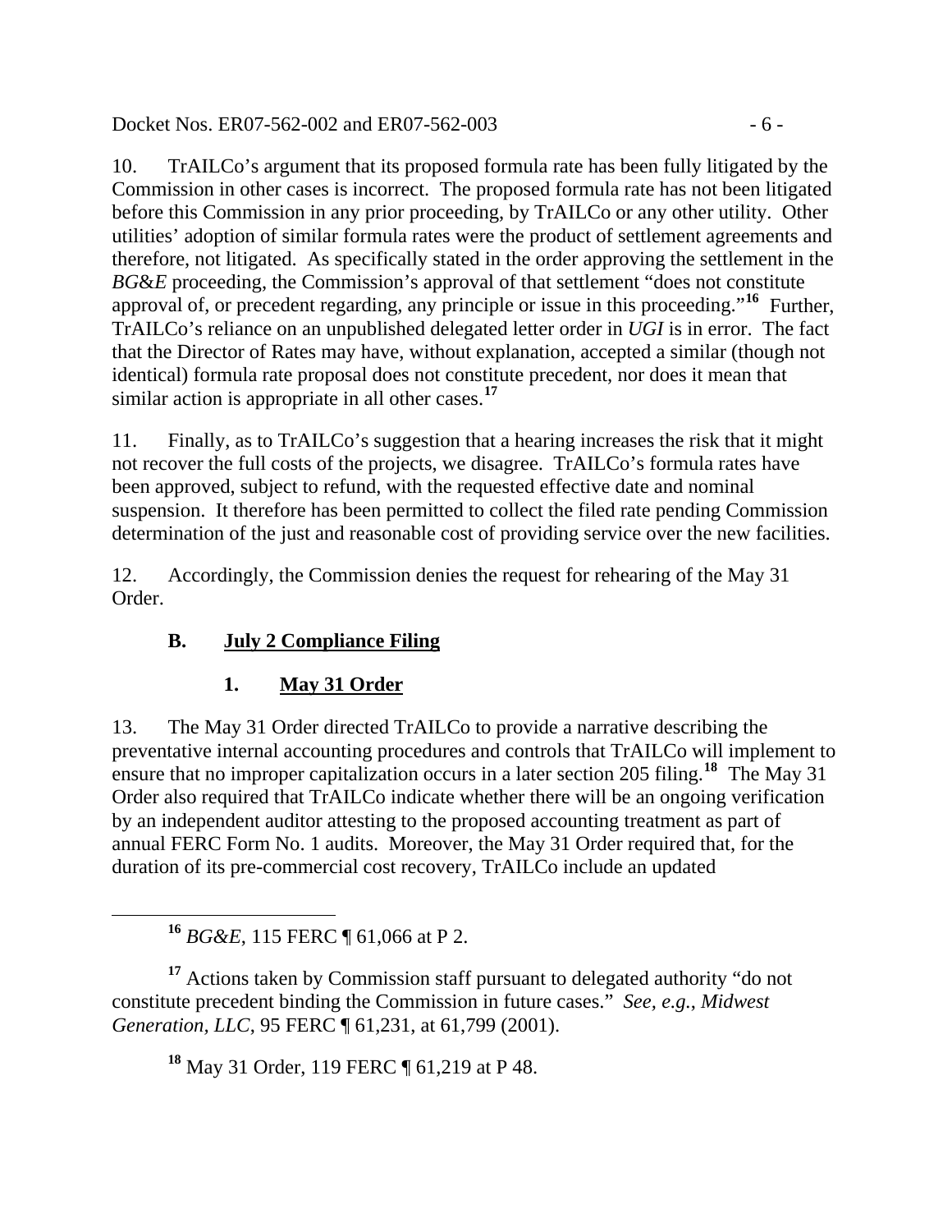10. TrAILCo's argument that its proposed formula rate has been fully litigated by the Commission in other cases is incorrect. The proposed formula rate has not been litigated before this Commission in any prior proceeding, by TrAILCo or any other utility. Other utilities' adoption of similar formula rates were the product of settlement agreements and therefore, not litigated. As specifically stated in the order approving the settlement in the *BG&E* proceeding, the Commission's approval of that settlement "does not constitute approval of, or precedent regarding, any principle or issue in this proceeding."[16] Further, TrAILCo's reliance on an unpublished delegated letter order in *UGI* is in error. The fact that the Director of Rates may have, without explanation, accepted a similar (though not identical) formula rate proposal does not constitute precedent, nor does it mean that similar action is appropriate in all other cases.[17]

11. Finally, as to TrAILCo's suggestion that a hearing increases the risk that it might not recover the full costs of the projects, we disagree. TrAILCo's formula rates have been approved, subject to refund, with the requested effective date and nominal suspension. It therefore has been permitted to collect the filed rate pending Commission determination of the just and reasonable cost of providing service over the new facilities.

12. Accordingly, the Commission denies the request for rehearing of the May 31 Order.

### B. July 2 Compliance Filing

#### 1. May 31 Order

13. The May 31 Order directed TrAILCo to provide a narrative describing the preventative internal accounting procedures and controls that TrAILCo will implement to ensure that no improper capitalization occurs in a later section 205 filing.[18] The May 31 Order also required that TrAILCo indicate whether there will be an ongoing verification by an independent auditor attesting to the proposed accounting treatment as part of annual FERC Form No. 1 audits. Moreover, the May 31 Order required that, for the duration of its pre-commercial cost recovery, TrAILCo include an updated

---

[16] *BG&E*, 115 FERC ¶ 61,066 at P 2.

[17] Actions taken by Commission staff pursuant to delegated authority "do not constitute precedent binding the Commission in future cases." *See, e.g.*, *Midwest Generation, LLC*, 95 FERC ¶ 61,231, at 61,799 (2001).

[18] May 31 Order, 119 FERC ¶ 61,219 at P 48.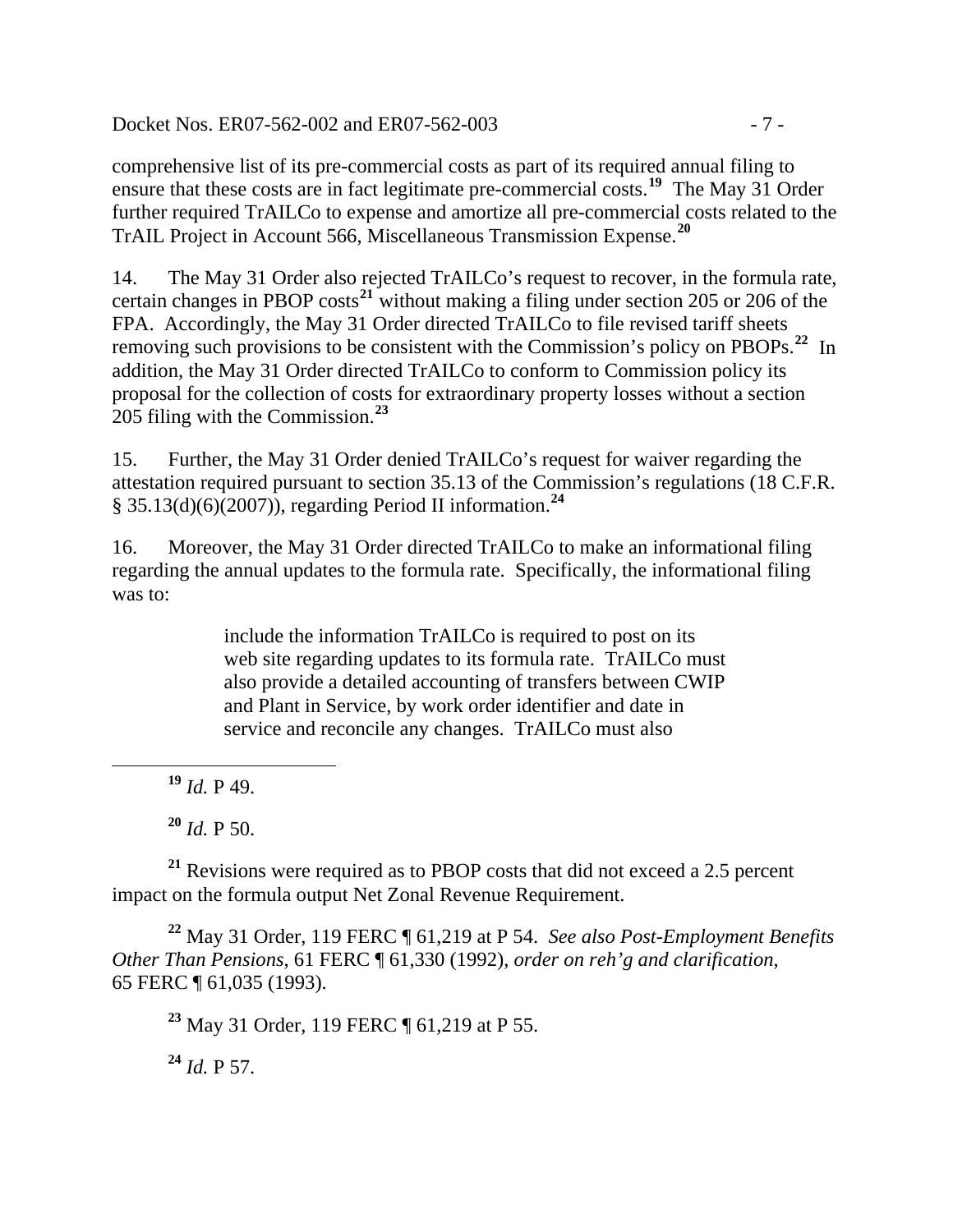comprehensive list of its pre-commercial costs as part of its required annual filing to ensure that these costs are in fact legitimate pre-commercial costs.[19] The May 31 Order further required TrAILCo to expense and amortize all pre-commercial costs related to the TrAIL Project in Account 566, Miscellaneous Transmission Expense.[20]

14. The May 31 Order also rejected TrAILCo's request to recover, in the formula rate, certain changes in PBOP costs[21] without making a filing under section 205 or 206 of the FPA. Accordingly, the May 31 Order directed TrAILCo to file revised tariff sheets removing such provisions to be consistent with the Commission's policy on PBOPs.[22] In addition, the May 31 Order directed TrAILCo to conform to Commission policy its proposal for the collection of costs for extraordinary property losses without a section 205 filing with the Commission.[23]

15. Further, the May 31 Order denied TrAILCo's request for waiver regarding the attestation required pursuant to section 35.13 of the Commission's regulations (18 C.F.R. § 35.13(d)(6)(2007)), regarding Period II information.[24]

16. Moreover, the May 31 Order directed TrAILCo to make an informational filing regarding the annual updates to the formula rate. Specifically, the informational filing was to:

> include the information TrAILCo is required to post on its web site regarding updates to its formula rate. TrAILCo must also provide a detailed accounting of transfers between CWIP and Plant in Service, by work order identifier and date in service and reconcile any changes. TrAILCo must also

---

[19] *Id.* P 49.

[20] *Id.* P 50.

[21] Revisions were required as to PBOP costs that did not exceed a 2.5 percent impact on the formula output Net Zonal Revenue Requirement.

[22] May 31 Order, 119 FERC ¶ 61,219 at P 54. *See also Post-Employment Benefits Other Than Pensions*, 61 FERC ¶ 61,330 (1992), *order on reh'g and clarification*, 65 FERC ¶ 61,035 (1993).

[23] May 31 Order, 119 FERC ¶ 61,219 at P 55.

[24] *Id.* P 57.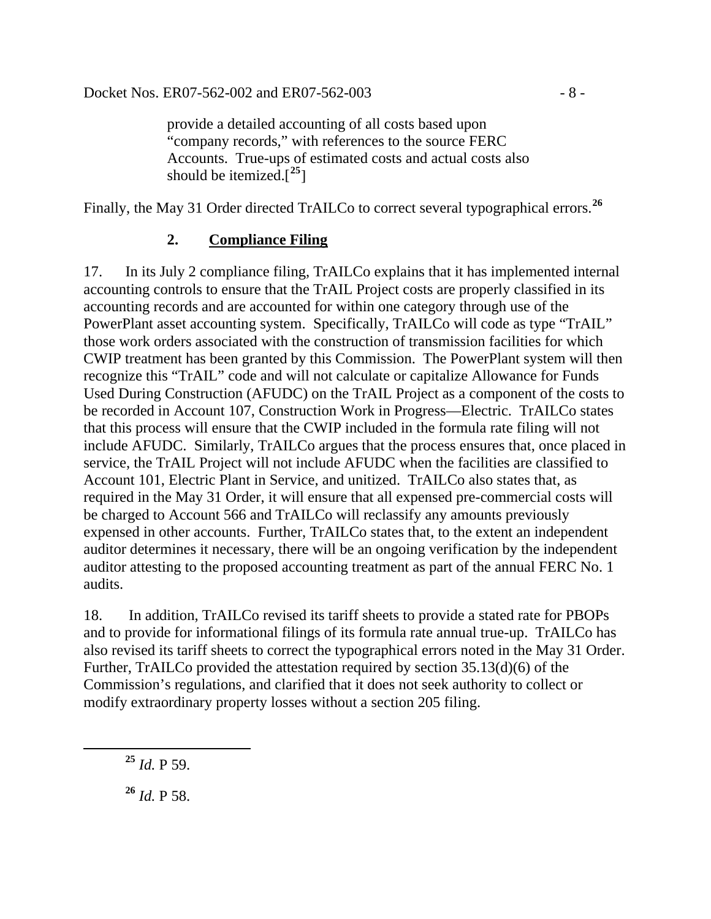> provide a detailed accounting of all costs based upon "company records," with references to the source FERC Accounts. True-ups of estimated costs and actual costs also should be itemized.[25]

Finally, the May 31 Order directed TrAILCo to correct several typographical errors.[26]

### 2. Compliance Filing

17. In its July 2 compliance filing, TrAILCo explains that it has implemented internal accounting controls to ensure that the TrAIL Project costs are properly classified in its accounting records and are accounted for within one category through use of the PowerPlant asset accounting system. Specifically, TrAILCo will code as type "TrAIL" those work orders associated with the construction of transmission facilities for which CWIP treatment has been granted by this Commission. The PowerPlant system will then recognize this "TrAIL" code and will not calculate or capitalize Allowance for Funds Used During Construction (AFUDC) on the TrAIL Project as a component of the costs to be recorded in Account 107, Construction Work in Progress—Electric. TrAILCo states that this process will ensure that the CWIP included in the formula rate filing will not include AFUDC. Similarly, TrAILCo argues that the process ensures that, once placed in service, the TrAIL Project will not include AFUDC when the facilities are classified to Account 101, Electric Plant in Service, and unitized. TrAILCo also states that, as required in the May 31 Order, it will ensure that all expensed pre-commercial costs will be charged to Account 566 and TrAILCo will reclassify any amounts previously expensed in other accounts. Further, TrAILCo states that, to the extent an independent auditor determines it necessary, there will be an ongoing verification by the independent auditor attesting to the proposed accounting treatment as part of the annual FERC No. 1 audits.

18. In addition, TrAILCo revised its tariff sheets to provide a stated rate for PBOPs and to provide for informational filings of its formula rate annual true-up. TrAILCo has also revised its tariff sheets to correct the typographical errors noted in the May 31 Order. Further, TrAILCo provided the attestation required by section 35.13(d)(6) of the Commission's regulations, and clarified that it does not seek authority to collect or modify extraordinary property losses without a section 205 filing.

---

[25] *Id.* P 59.

[26] *Id.* P 58.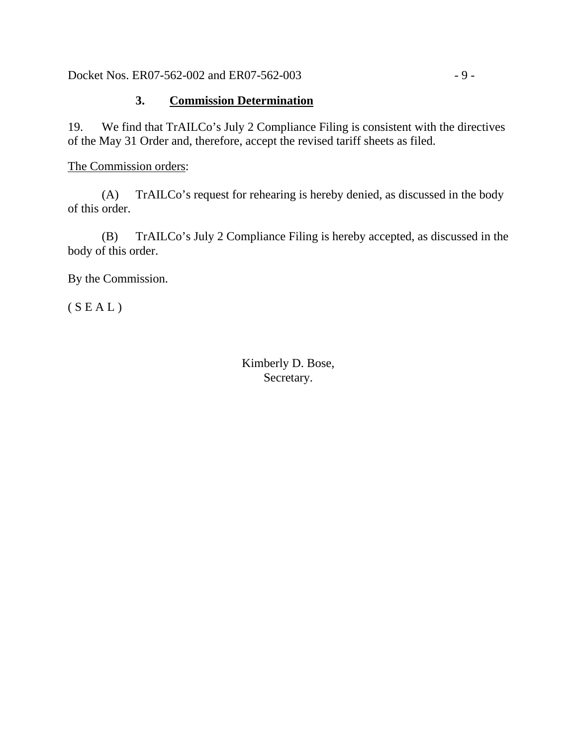### 3. **Commission Determination**

19. We find that TrAILCo's July 2 Compliance Filing is consistent with the directives of the May 31 Order and, therefore, accept the revised tariff sheets as filed.

The Commission orders:

(A) TrAILCo's request for rehearing is hereby denied, as discussed in the body of this order.

(B) TrAILCo's July 2 Compliance Filing is hereby accepted, as discussed in the body of this order.

By the Commission.

( S E A L )

Kimberly D. Bose,
Secretary.